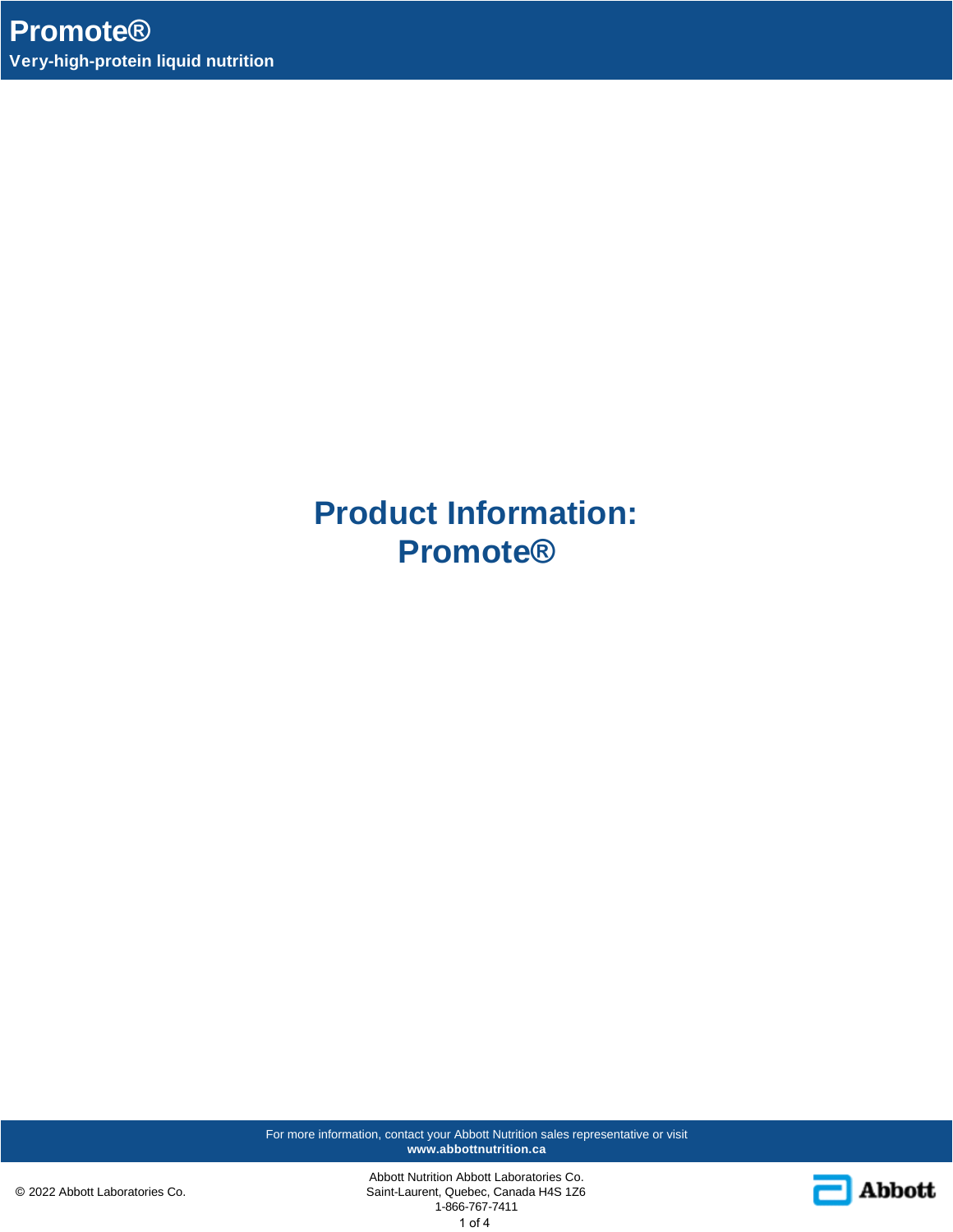# Product Information: Promote®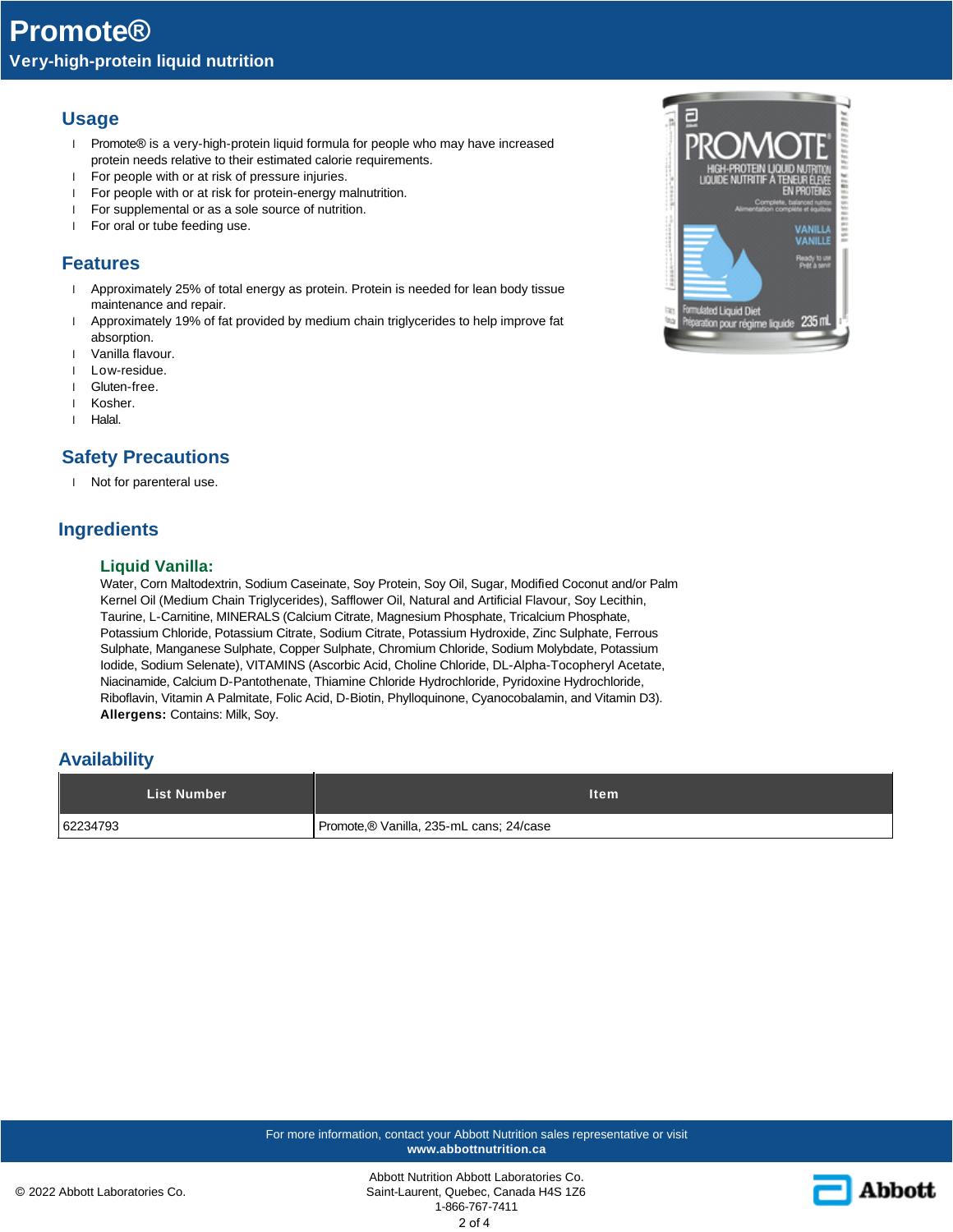# Promote®

**Very-high-protein liquid nutrition**

## Usage

- Promote® is a very-high-protein liquid formula for people who may have increased protein needs relative to their estimated calorie requirements.
- For people with or at risk of pressure injuries.
- For people with or at risk for protein-energy malnutrition.
- For supplemental or as a sole source of nutrition.
- For oral or tube feeding use.

## Features

- Approximately 25% of total energy as protein. Protein is needed for lean body tissue maintenance and repair.
- Approximately 19% of fat provided by medium chain triglycerides to help improve fat absorption.
- Vanilla flavour.
- Low-residue.
- Gluten-free.
- Kosher.
- Halal.

## Safety Precautions

- Not for parenteral use.

## Ingredients

### Liquid Vanilla:

Water, Corn Maltodextrin, Sodium Caseinate, Soy Protein, Soy Oil, Sugar, Modified Coconut and/or Palm Kernel Oil (Medium Chain Triglycerides), Safflower Oil, Natural and Artificial Flavour, Soy Lecithin, Taurine, L-Carnitine, MINERALS (Calcium Citrate, Magnesium Phosphate, Tricalcium Phosphate, Potassium Chloride, Potassium Citrate, Sodium Citrate, Potassium Hydroxide, Zinc Sulphate, Ferrous Sulphate, Manganese Sulphate, Copper Sulphate, Chromium Chloride, Sodium Molybdate, Potassium Iodide, Sodium Selenate), VITAMINS (Ascorbic Acid, Choline Chloride, DL-Alpha-Tocopheryl Acetate, Niacinamide, Calcium D-Pantothenate, Thiamine Chloride Hydrochloride, Pyridoxine Hydrochloride, Riboflavin, Vitamin A Palmitate, Folic Acid, D-Biotin, Phylloquinone, Cyanocobalamin, and Vitamin D3).
**Allergens:** Contains: Milk, Soy.

## Availability

| List Number | Item |
|---|---|
| 62234793 | Promote,® Vanilla, 235-mL cans; 24/case |

For more information, contact your Abbott Nutrition sales representative or visit **www.abbottnutrition.ca**

© 2022 Abbott Laboratories Co.

Abbott Nutrition Abbott Laboratories Co.
Saint-Laurent, Quebec, Canada H4S 1Z6
1-866-767-7411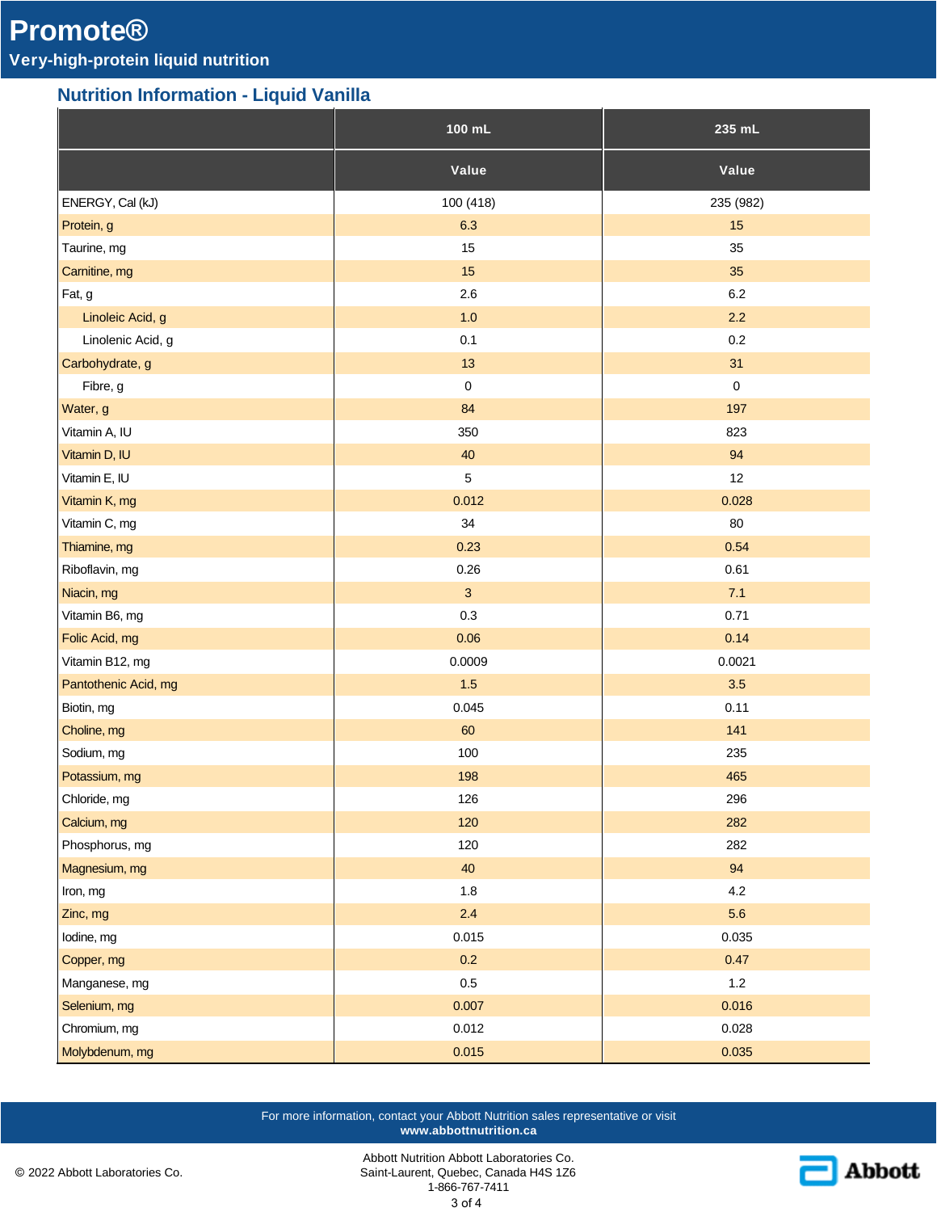# Promote®

## Very-high-protein liquid nutrition

### Nutrition Information - Liquid Vanilla

| | 100 mL | 235 mL |
|---|---|---|
| | Value | Value |
| ENERGY, Cal (kJ) | 100 (418) | 235 (982) |
| Protein, g | 6.3 | 15 |
| Taurine, mg | 15 | 35 |
| Carnitine, mg | 15 | 35 |
| Fat, g | 2.6 | 6.2 |
| Linoleic Acid, g | 1.0 | 2.2 |
| Linolenic Acid, g | 0.1 | 0.2 |
| Carbohydrate, g | 13 | 31 |
| Fibre, g | 0 | 0 |
| Water, g | 84 | 197 |
| Vitamin A, IU | 350 | 823 |
| Vitamin D, IU | 40 | 94 |
| Vitamin E, IU | 5 | 12 |
| Vitamin K, mg | 0.012 | 0.028 |
| Vitamin C, mg | 34 | 80 |
| Thiamine, mg | 0.23 | 0.54 |
| Riboflavin, mg | 0.26 | 0.61 |
| Niacin, mg | 3 | 7.1 |
| Vitamin B6, mg | 0.3 | 0.71 |
| Folic Acid, mg | 0.06 | 0.14 |
| Vitamin B12, mg | 0.0009 | 0.0021 |
| Pantothenic Acid, mg | 1.5 | 3.5 |
| Biotin, mg | 0.045 | 0.11 |
| Choline, mg | 60 | 141 |
| Sodium, mg | 100 | 235 |
| Potassium, mg | 198 | 465 |
| Chloride, mg | 126 | 296 |
| Calcium, mg | 120 | 282 |
| Phosphorus, mg | 120 | 282 |
| Magnesium, mg | 40 | 94 |
| Iron, mg | 1.8 | 4.2 |
| Zinc, mg | 2.4 | 5.6 |
| Iodine, mg | 0.015 | 0.035 |
| Copper, mg | 0.2 | 0.47 |
| Manganese, mg | 0.5 | 1.2 |
| Selenium, mg | 0.007 | 0.016 |
| Chromium, mg | 0.012 | 0.028 |
| Molybdenum, mg | 0.015 | 0.035 |

For more information, contact your Abbott Nutrition sales representative or visit **www.abbottnutrition.ca**

© 2022 Abbott Laboratories Co.

Abbott Nutrition Abbott Laboratories Co.
Saint-Laurent, Quebec, Canada H4S 1Z6
1-866-767-7411

Abbott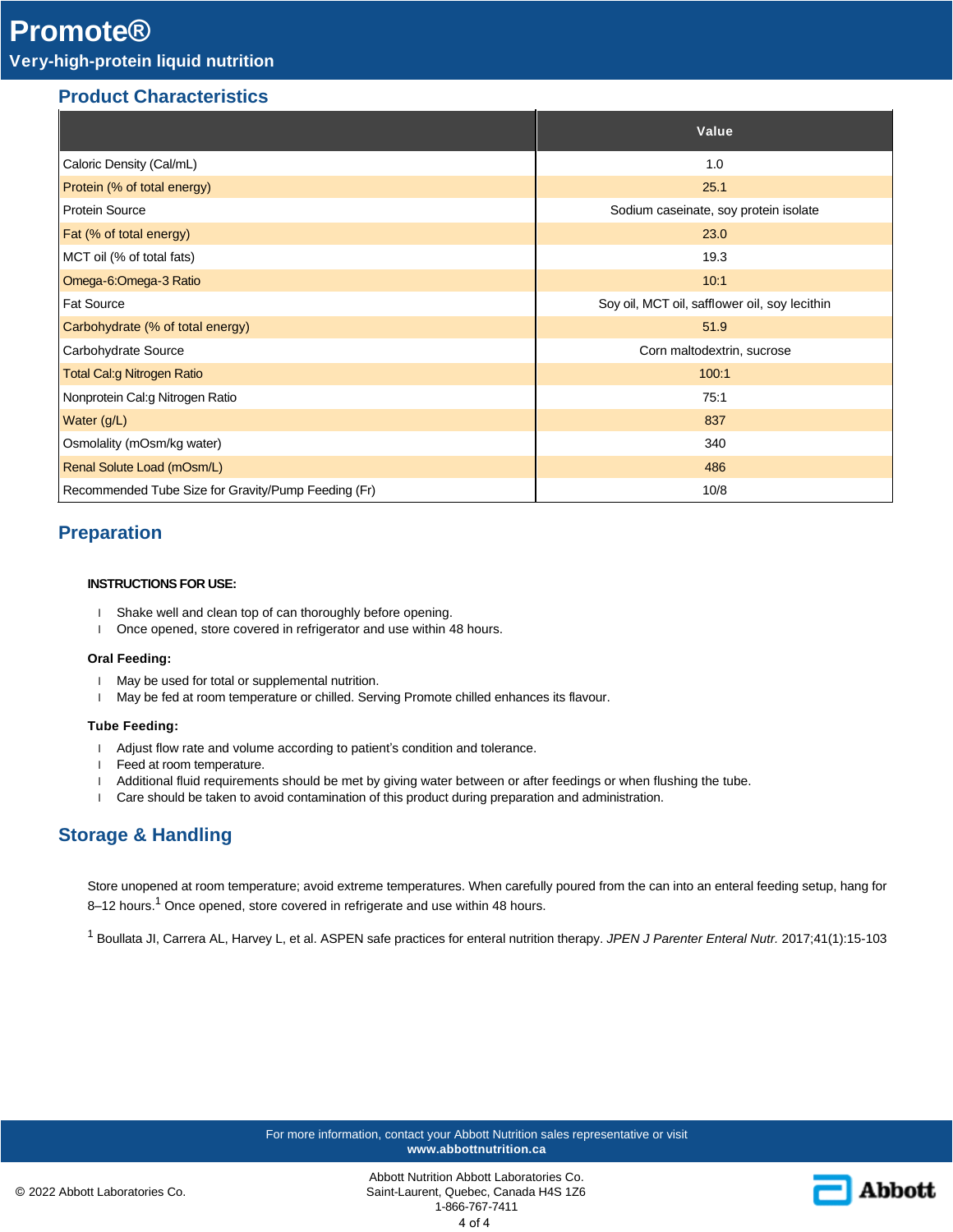# Promote®

**Very-high-protein liquid nutrition**

## Product Characteristics

| | Value |
|---|---|
| Caloric Density (Cal/mL) | 1.0 |
| Protein (% of total energy) | 25.1 |
| Protein Source | Sodium caseinate, soy protein isolate |
| Fat (% of total energy) | 23.0 |
| MCT oil (% of total fats) | 19.3 |
| Omega-6:Omega-3 Ratio | 10:1 |
| Fat Source | Soy oil, MCT oil, safflower oil, soy lecithin |
| Carbohydrate (% of total energy) | 51.9 |
| Carbohydrate Source | Corn maltodextrin, sucrose |
| Total Cal:g Nitrogen Ratio | 100:1 |
| Nonprotein Cal:g Nitrogen Ratio | 75:1 |
| Water (g/L) | 837 |
| Osmolality (mOsm/kg water) | 340 |
| Renal Solute Load (mOsm/L) | 486 |
| Recommended Tube Size for Gravity/Pump Feeding (Fr) | 10/8 |

## Preparation

**INSTRUCTIONS FOR USE:**

- Shake well and clean top of can thoroughly before opening.
- Once opened, store covered in refrigerator and use within 48 hours.

**Oral Feeding:**

- May be used for total or supplemental nutrition.
- May be fed at room temperature or chilled. Serving Promote chilled enhances its flavour.

**Tube Feeding:**

- Adjust flow rate and volume according to patient's condition and tolerance.
- Feed at room temperature.
- Additional fluid requirements should be met by giving water between or after feedings or when flushing the tube.
- Care should be taken to avoid contamination of this product during preparation and administration.

## Storage & Handling

Store unopened at room temperature; avoid extreme temperatures. When carefully poured from the can into an enteral feeding setup, hang for 8–12 hours.[1] Once opened, store covered in refrigerate and use within 48 hours.

[1] Boullata JI, Carrera AL, Harvey L, et al. ASPEN safe practices for enteral nutrition therapy. *JPEN J Parenter Enteral Nutr.* 2017;41(1):15-103

For more information, contact your Abbott Nutrition sales representative or visit **www.abbottnutrition.ca**

© 2022 Abbott Laboratories Co.

Abbott Nutrition Abbott Laboratories Co.
Saint-Laurent, Quebec, Canada H4S 1Z6
1-866-767-7411

Abbott